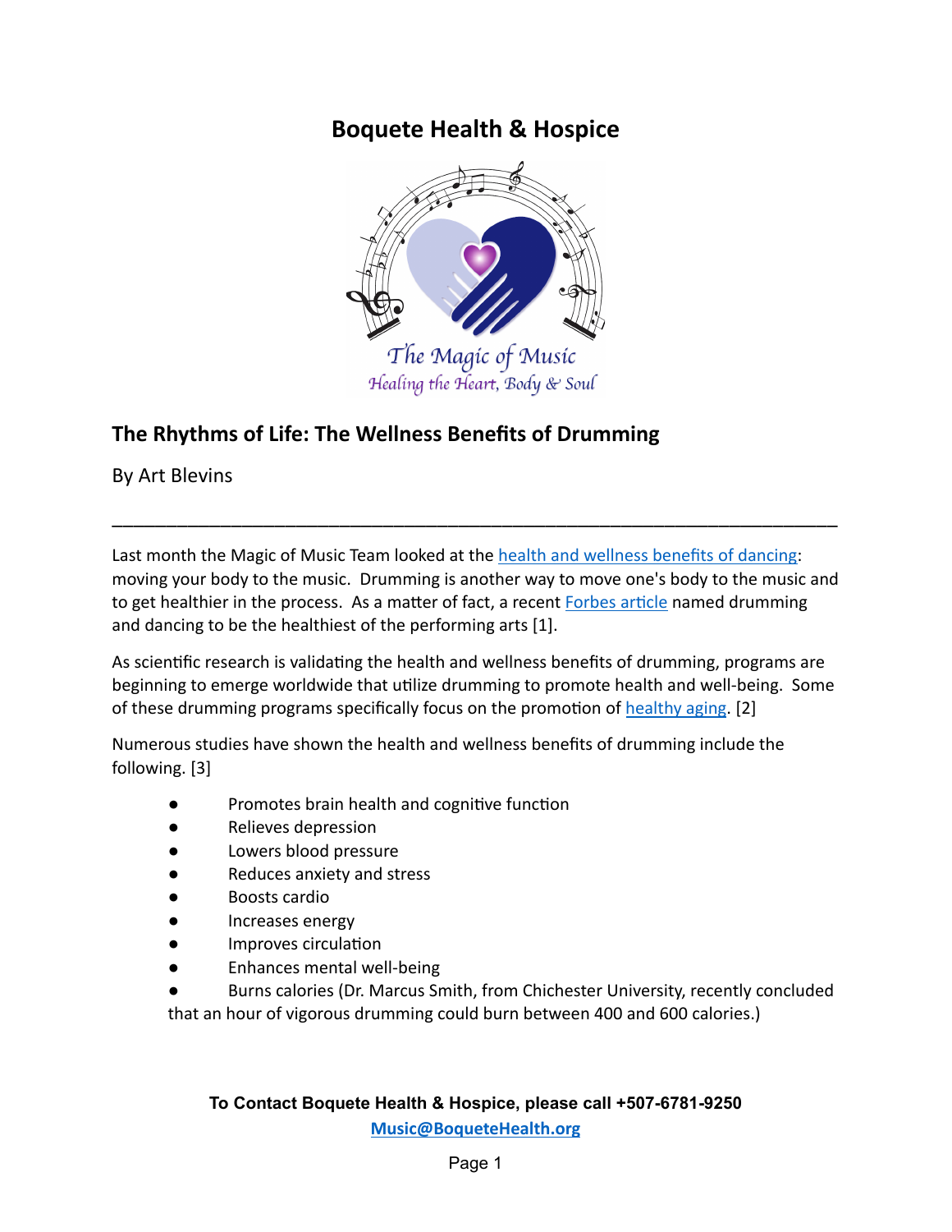# Boquete Health & Hospice

The Magic of Music
Healing the Heart, Body & Soul

## The Rhythms of Life: The Wellness Benefits of Drumming

By Art Blevins

---

Last month the Magic of Music Team looked at the health and wellness benefits of dancing: moving your body to the music. Drumming is another way to move one's body to the music and to get healthier in the process. As a matter of fact, a recent Forbes article named drumming and dancing to be the healthiest of the performing arts [1].

As scientific research is validating the health and wellness benefits of drumming, programs are beginning to emerge worldwide that utilize drumming to promote health and well-being. Some of these drumming programs specifically focus on the promotion of healthy aging. [2]

Numerous studies have shown the health and wellness benefits of drumming include the following. [3]

- Promotes brain health and cognitive function
- Relieves depression
- Lowers blood pressure
- Reduces anxiety and stress
- Boosts cardio
- Increases energy
- Improves circulation
- Enhances mental well-being
- Burns calories (Dr. Marcus Smith, from Chichester University, recently concluded that an hour of vigorous drumming could burn between 400 and 600 calories.)

**To Contact Boquete Health & Hospice, please call +507-6781-9250**

**Music@BoqueteHealth.org**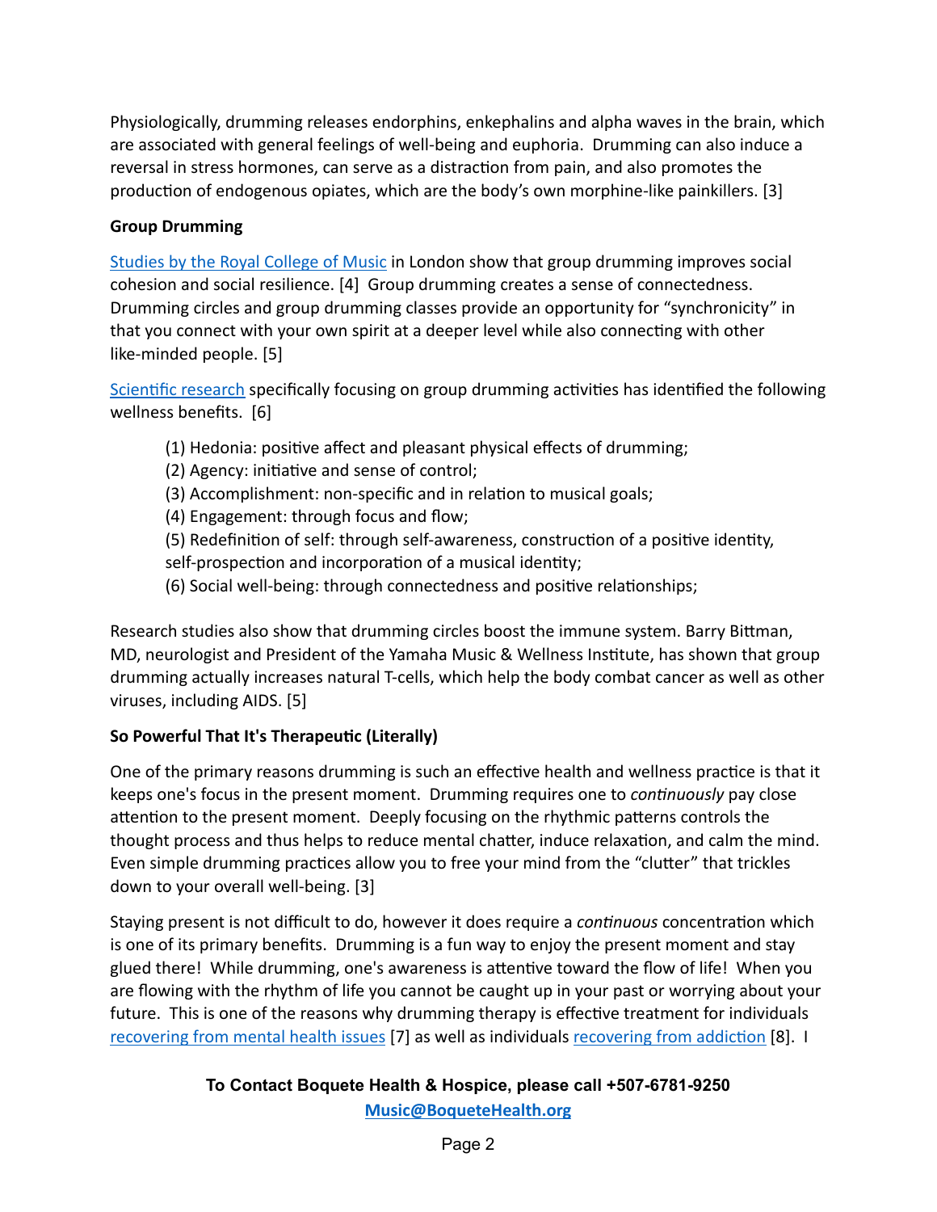Physiologically, drumming releases endorphins, enkephalins and alpha waves in the brain, which are associated with general feelings of well-being and euphoria. Drumming can also induce a reversal in stress hormones, can serve as a distraction from pain, and also promotes the production of endogenous opiates, which are the body's own morphine-like painkillers. [3]

**Group Drumming**

[Studies by the Royal College of Music] in London show that group drumming improves social cohesion and social resilience. [4] Group drumming creates a sense of connectedness. Drumming circles and group drumming classes provide an opportunity for "synchronicity" in that you connect with your own spirit at a deeper level while also connecting with other like-minded people. [5]

[Scientific research] specifically focusing on group drumming activities has identified the following wellness benefits. [6]

(1) Hedonia: positive affect and pleasant physical effects of drumming;
(2) Agency: initiative and sense of control;
(3) Accomplishment: non-specific and in relation to musical goals;
(4) Engagement: through focus and flow;
(5) Redefinition of self: through self-awareness, construction of a positive identity, self-prospection and incorporation of a musical identity;
(6) Social well-being: through connectedness and positive relationships;

Research studies also show that drumming circles boost the immune system. Barry Bittman, MD, neurologist and President of the Yamaha Music & Wellness Institute, has shown that group drumming actually increases natural T-cells, which help the body combat cancer as well as other viruses, including AIDS. [5]

**So Powerful That It's Therapeutic (Literally)**

One of the primary reasons drumming is such an effective health and wellness practice is that it keeps one's focus in the present moment. Drumming requires one to *continuously* pay close attention to the present moment. Deeply focusing on the rhythmic patterns controls the thought process and thus helps to reduce mental chatter, induce relaxation, and calm the mind. Even simple drumming practices allow you to free your mind from the "clutter" that trickles down to your overall well-being. [3]

Staying present is not difficult to do, however it does require a *continuous* concentration which is one of its primary benefits. Drumming is a fun way to enjoy the present moment and stay glued there! While drumming, one's awareness is attentive toward the flow of life! When you are flowing with the rhythm of life you cannot be caught up in your past or worrying about your future. This is one of the reasons why drumming therapy is effective treatment for individuals [recovering from mental health issues] [7] as well as individuals [recovering from addiction] [8]. I

**To Contact Boquete Health & Hospice, please call +507-6781-9250**
**Music@BoqueteHealth.org**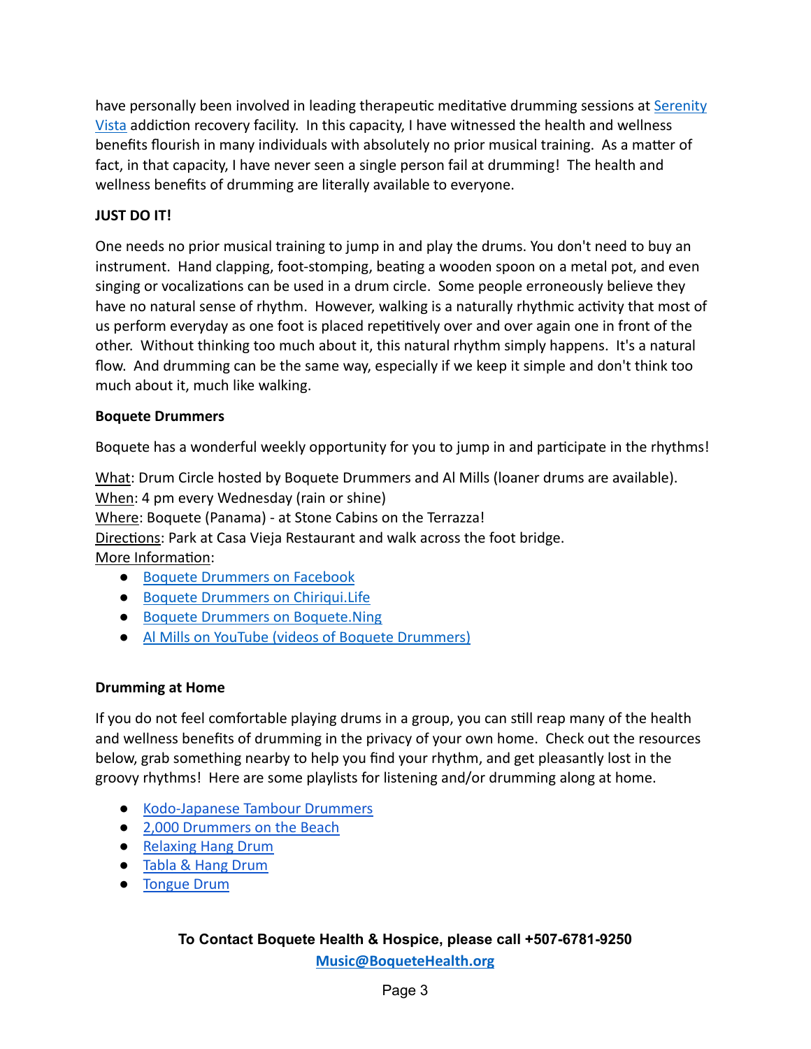have personally been involved in leading therapeutic meditative drumming sessions at Serenity Vista addiction recovery facility. In this capacity, I have witnessed the health and wellness benefits flourish in many individuals with absolutely no prior musical training. As a matter of fact, in that capacity, I have never seen a single person fail at drumming! The health and wellness benefits of drumming are literally available to everyone.

**JUST DO IT!**

One needs no prior musical training to jump in and play the drums. You don't need to buy an instrument. Hand clapping, foot-stomping, beating a wooden spoon on a metal pot, and even singing or vocalizations can be used in a drum circle. Some people erroneously believe they have no natural sense of rhythm. However, walking is a naturally rhythmic activity that most of us perform everyday as one foot is placed repetitively over and over again one in front of the other. Without thinking too much about it, this natural rhythm simply happens. It's a natural flow. And drumming can be the same way, especially if we keep it simple and don't think too much about it, much like walking.

**Boquete Drummers**

Boquete has a wonderful weekly opportunity for you to jump in and participate in the rhythms!

What: Drum Circle hosted by Boquete Drummers and Al Mills (loaner drums are available).
When: 4 pm every Wednesday (rain or shine)
Where: Boquete (Panama) - at Stone Cabins on the Terrazza!
Directions: Park at Casa Vieja Restaurant and walk across the foot bridge.
More Information:

- Boquete Drummers on Facebook
- Boquete Drummers on Chiriqui.Life
- Boquete Drummers on Boquete.Ning
- Al Mills on YouTube (videos of Boquete Drummers)

**Drumming at Home**

If you do not feel comfortable playing drums in a group, you can still reap many of the health and wellness benefits of drumming in the privacy of your own home. Check out the resources below, grab something nearby to help you find your rhythm, and get pleasantly lost in the groovy rhythms! Here are some playlists for listening and/or drumming along at home.

- Kodo-Japanese Tambour Drummers
- 2,000 Drummers on the Beach
- Relaxing Hang Drum
- Tabla & Hang Drum
- Tongue Drum

**To Contact Boquete Health & Hospice, please call +507-6781-9250**
**Music@BoqueteHealth.org**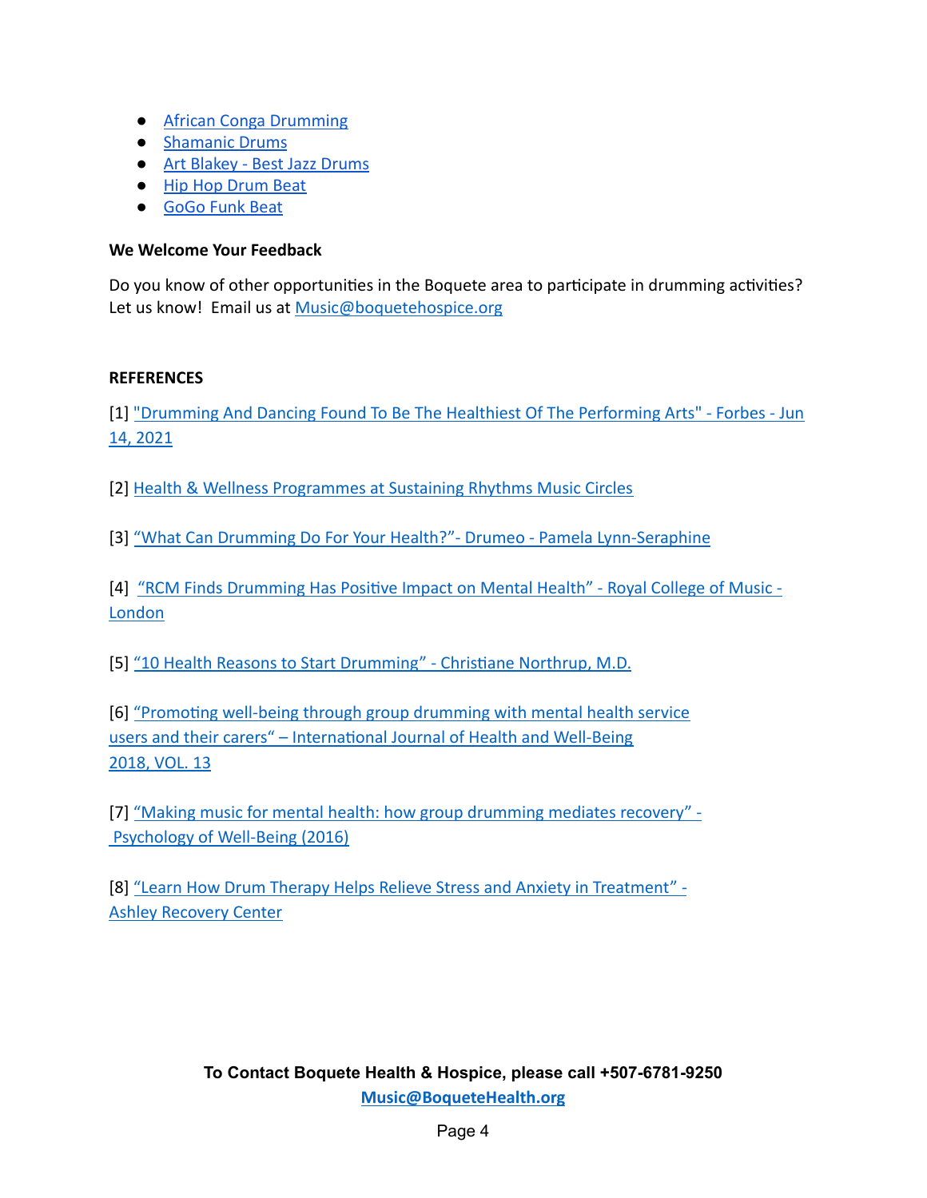- African Conga Drumming
- Shamanic Drums
- Art Blakey - Best Jazz Drums
- Hip Hop Drum Beat
- GoGo Funk Beat

**We Welcome Your Feedback**

Do you know of other opportunities in the Boquete area to participate in drumming activities? Let us know! Email us at Music@boquetehospice.org

**REFERENCES**

[1] "Drumming And Dancing Found To Be The Healthiest Of The Performing Arts" - Forbes - Jun 14, 2021

[2] Health & Wellness Programmes at Sustaining Rhythms Music Circles

[3] "What Can Drumming Do For Your Health?"- Drumeo - Pamela Lynn-Seraphine

[4] "RCM Finds Drumming Has Positive Impact on Mental Health" - Royal College of Music - London

[5] "10 Health Reasons to Start Drumming" - Christiane Northrup, M.D.

[6] "Promoting well-being through group drumming with mental health service users and their carers" – International Journal of Health and Well-Being 2018, VOL. 13

[7] "Making music for mental health: how group drumming mediates recovery" - Psychology of Well-Being (2016)

[8] "Learn How Drum Therapy Helps Relieve Stress and Anxiety in Treatment" - Ashley Recovery Center

**To Contact Boquete Health & Hospice, please call +507-6781-9250**
**Music@BoqueteHealth.org**